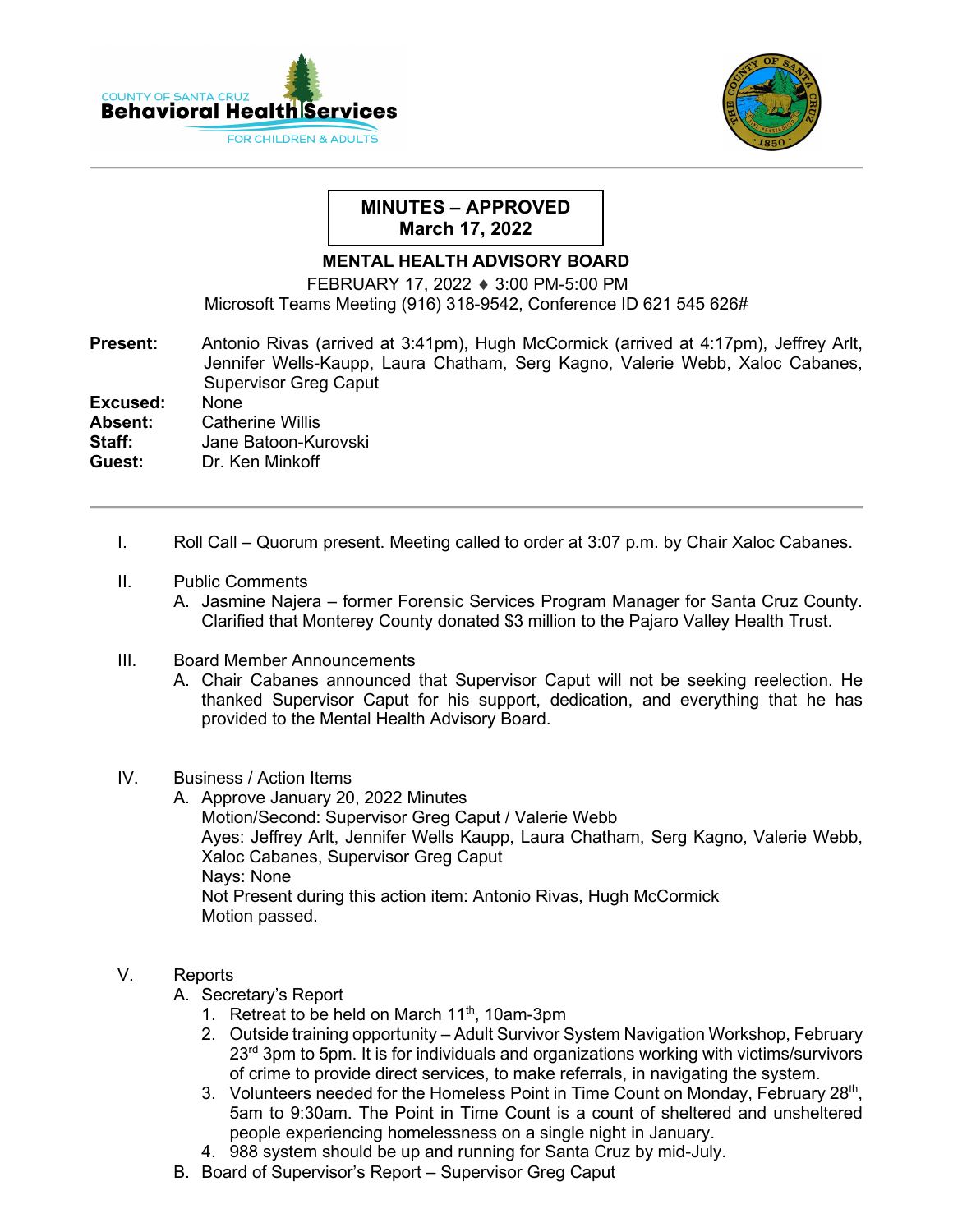COUNTY OF SANTA CRUZ
**Behavioral Health Services**
FOR CHILDREN & ADULTS

**MINUTES – APPROVED**
**March 17, 2022**

## MENTAL HEALTH ADVISORY BOARD

FEBRUARY 17, 2022 ♦ 3:00 PM-5:00 PM
Microsoft Teams Meeting (916) 318-9542, Conference ID 621 545 626#

**Present:** Antonio Rivas (arrived at 3:41pm), Hugh McCormick (arrived at 4:17pm), Jeffrey Arlt, Jennifer Wells-Kaupp, Laura Chatham, Serg Kagno, Valerie Webb, Xaloc Cabanes, Supervisor Greg Caput
**Excused:** None
**Absent:** Catherine Willis
**Staff:** Jane Batoon-Kurovski
**Guest:** Dr. Ken Minkoff

---

I. Roll Call – Quorum present. Meeting called to order at 3:07 p.m. by Chair Xaloc Cabanes.

II. Public Comments
   A. Jasmine Najera – former Forensic Services Program Manager for Santa Cruz County. Clarified that Monterey County donated $3 million to the Pajaro Valley Health Trust.

III. Board Member Announcements
   A. Chair Cabanes announced that Supervisor Caput will not be seeking reelection. He thanked Supervisor Caput for his support, dedication, and everything that he has provided to the Mental Health Advisory Board.

IV. Business / Action Items
   A. Approve January 20, 2022 Minutes
      Motion/Second: Supervisor Greg Caput / Valerie Webb
      Ayes: Jeffrey Arlt, Jennifer Wells Kaupp, Laura Chatham, Serg Kagno, Valerie Webb, Xaloc Cabanes, Supervisor Greg Caput
      Nays: None
      Not Present during this action item: Antonio Rivas, Hugh McCormick
      Motion passed.

V. Reports
   A. Secretary's Report
      1. Retreat to be held on March 11th, 10am-3pm
      2. Outside training opportunity – Adult Survivor System Navigation Workshop, February 23rd 3pm to 5pm. It is for individuals and organizations working with victims/survivors of crime to provide direct services, to make referrals, in navigating the system.
      3. Volunteers needed for the Homeless Point in Time Count on Monday, February 28th, 5am to 9:30am. The Point in Time Count is a count of sheltered and unsheltered people experiencing homelessness on a single night in January.
      4. 988 system should be up and running for Santa Cruz by mid-July.
   B. Board of Supervisor's Report – Supervisor Greg Caput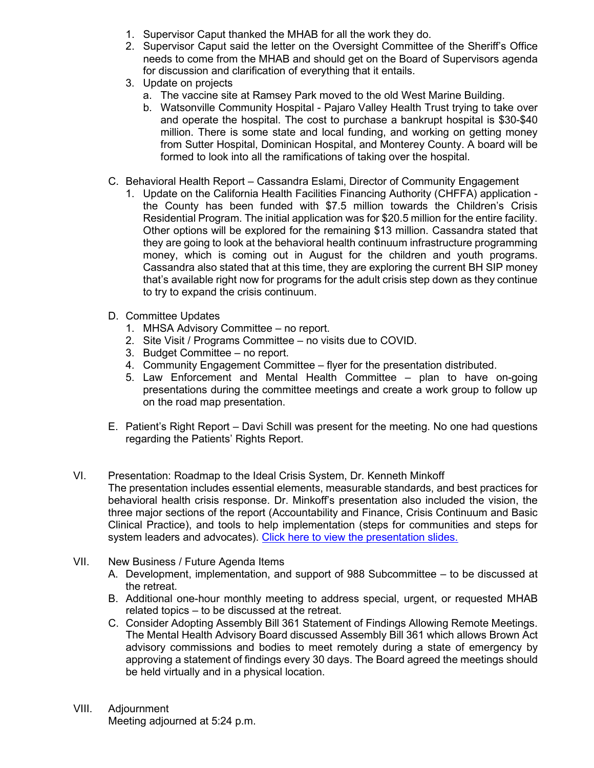1. Supervisor Caput thanked the MHAB for all the work they do.
2. Supervisor Caput said the letter on the Oversight Committee of the Sheriff's Office needs to come from the MHAB and should get on the Board of Supervisors agenda for discussion and clarification of everything that it entails.
3. Update on projects
   a. The vaccine site at Ramsey Park moved to the old West Marine Building.
   b. Watsonville Community Hospital - Pajaro Valley Health Trust trying to take over and operate the hospital. The cost to purchase a bankrupt hospital is $30-$40 million. There is some state and local funding, and working on getting money from Sutter Hospital, Dominican Hospital, and Monterey County. A board will be formed to look into all the ramifications of taking over the hospital.

C. Behavioral Health Report – Cassandra Eslami, Director of Community Engagement
   1. Update on the California Health Facilities Financing Authority (CHFFA) application - the County has been funded with $7.5 million towards the Children's Crisis Residential Program. The initial application was for $20.5 million for the entire facility. Other options will be explored for the remaining $13 million. Cassandra stated that they are going to look at the behavioral health continuum infrastructure programming money, which is coming out in August for the children and youth programs. Cassandra also stated that at this time, they are exploring the current BH SIP money that's available right now for programs for the adult crisis step down as they continue to try to expand the crisis continuum.

D. Committee Updates
   1. MHSA Advisory Committee – no report.
   2. Site Visit / Programs Committee – no visits due to COVID.
   3. Budget Committee – no report.
   4. Community Engagement Committee – flyer for the presentation distributed.
   5. Law Enforcement and Mental Health Committee – plan to have on-going presentations during the committee meetings and create a work group to follow up on the road map presentation.

E. Patient's Right Report – Davi Schill was present for the meeting. No one had questions regarding the Patients' Rights Report.

VI. Presentation: Roadmap to the Ideal Crisis System, Dr. Kenneth Minkoff
The presentation includes essential elements, measurable standards, and best practices for behavioral health crisis response. Dr. Minkoff's presentation also included the vision, the three major sections of the report (Accountability and Finance, Crisis Continuum and Basic Clinical Practice), and tools to help implementation (steps for communities and steps for system leaders and advocates). Click here to view the presentation slides.

VII. New Business / Future Agenda Items
   A. Development, implementation, and support of 988 Subcommittee – to be discussed at the retreat.
   B. Additional one-hour monthly meeting to address special, urgent, or requested MHAB related topics – to be discussed at the retreat.
   C. Consider Adopting Assembly Bill 361 Statement of Findings Allowing Remote Meetings. The Mental Health Advisory Board discussed Assembly Bill 361 which allows Brown Act advisory commissions and bodies to meet remotely during a state of emergency by approving a statement of findings every 30 days. The Board agreed the meetings should be held virtually and in a physical location.

VIII. Adjournment
Meeting adjourned at 5:24 p.m.